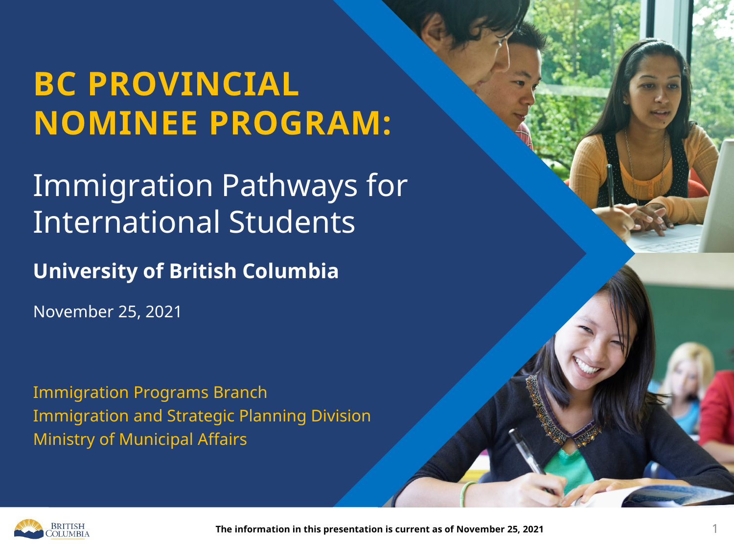# BC PROVINCIAL NOMINEE PROGRAM:

## Immigration Pathways for International Students

**University of British Columbia**

November 25, 2021

Immigration Programs Branch
Immigration and Strategic Planning Division
Ministry of Municipal Affairs

**The information in this presentation is current as of November 25, 2021**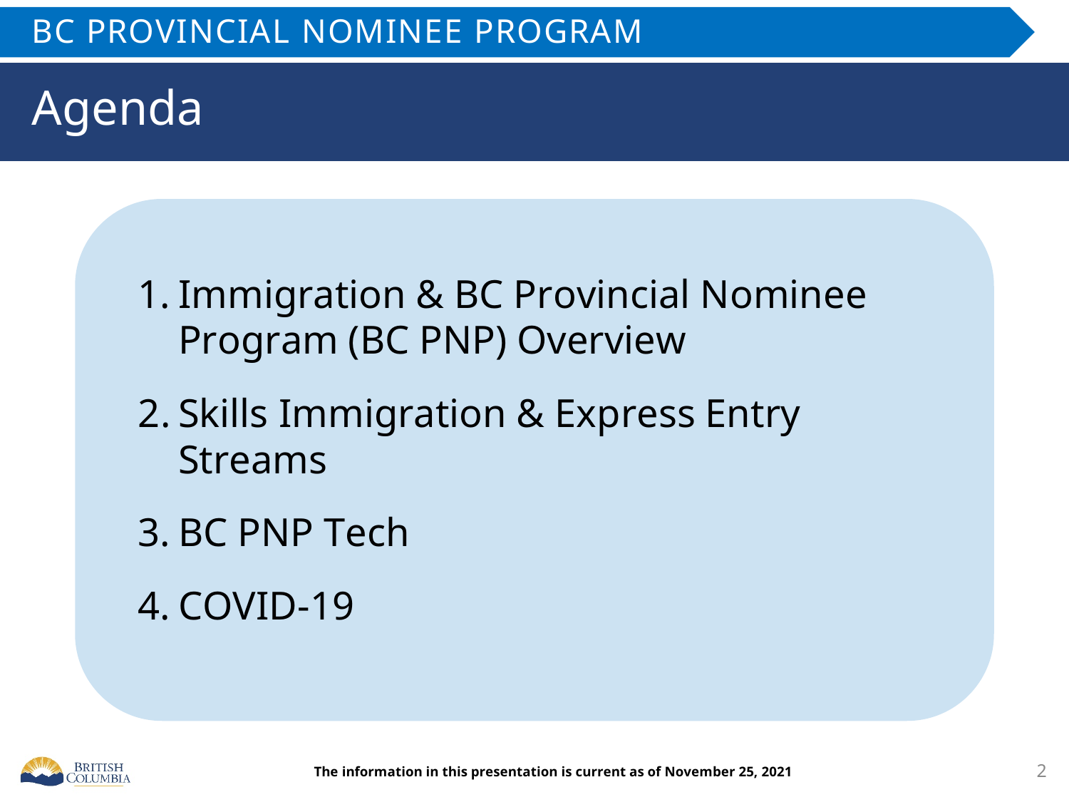# Agenda

1. Immigration & BC Provincial Nominee Program (BC PNP) Overview
2. Skills Immigration & Express Entry Streams
3. BC PNP Tech
4. COVID-19

**The information in this presentation is current as of November 25, 2021**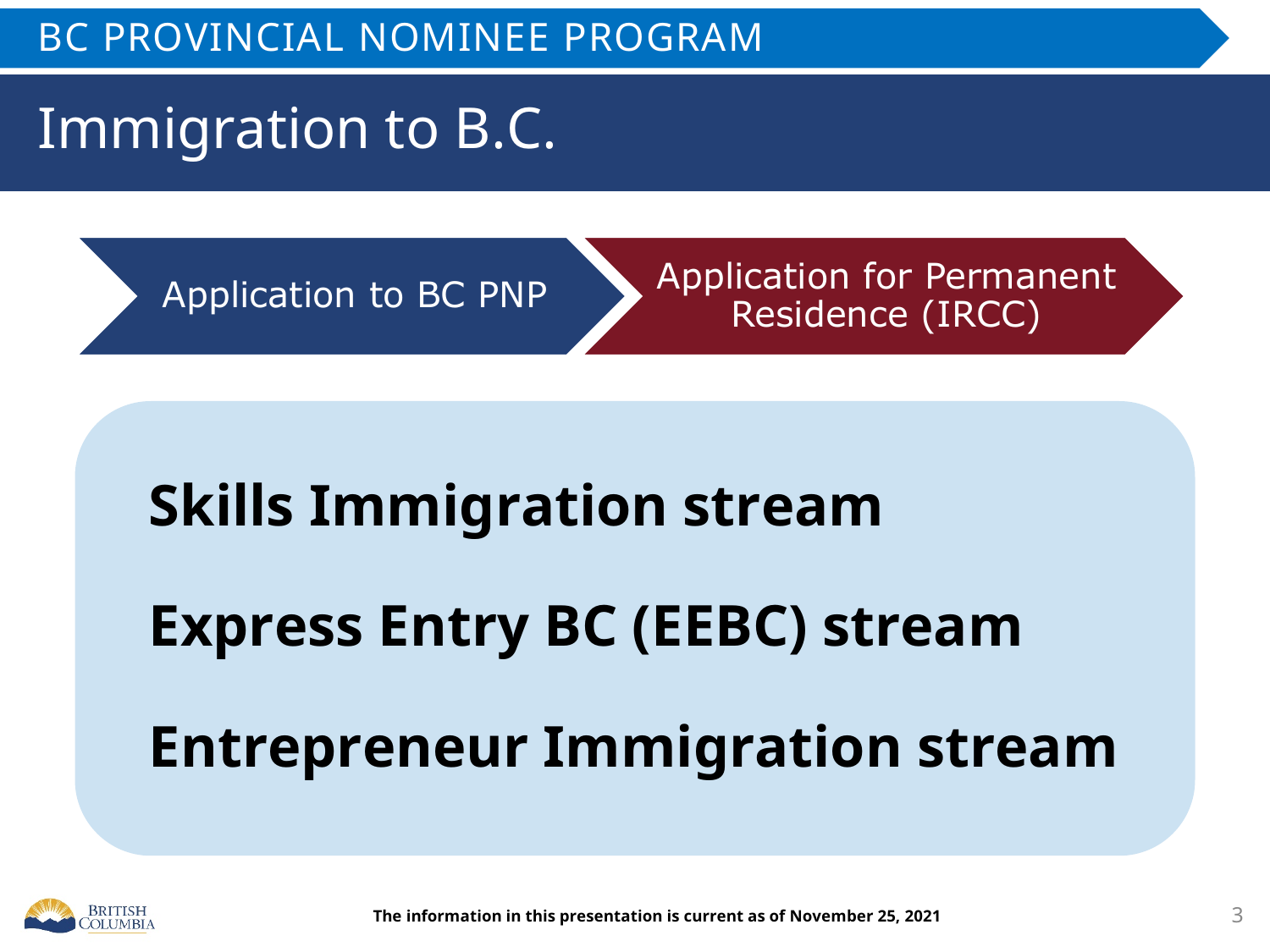# Immigration to B.C.

Application to BC PNP → Application for Permanent Residence (IRCC)

**Skills Immigration stream**

**Express Entry BC (EEBC) stream**

**Entrepreneur Immigration stream**

**The information in this presentation is current as of November 25, 2021**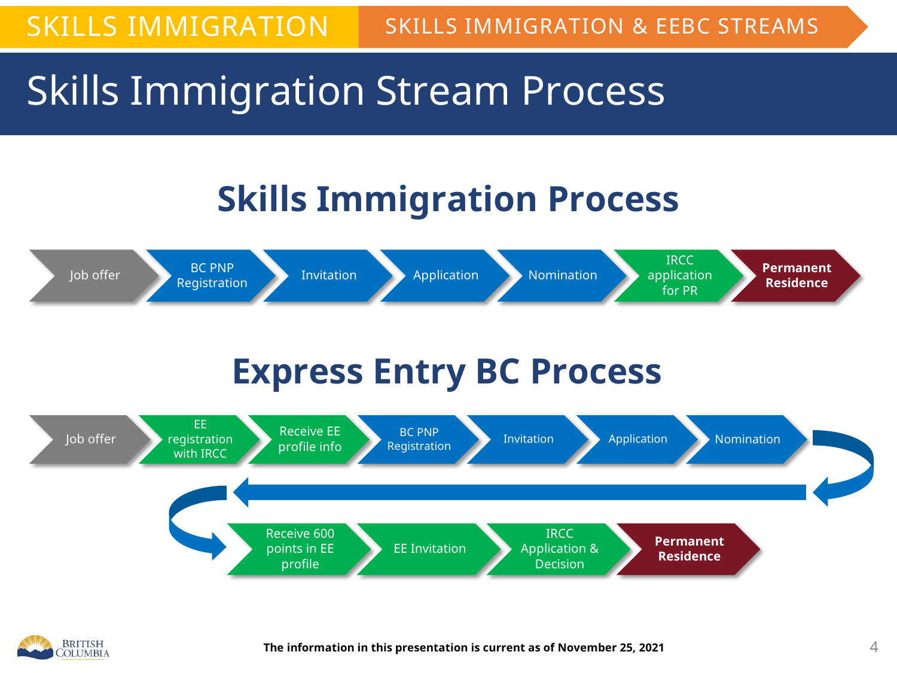SKILLS IMMIGRATION | SKILLS IMMIGRATION & EEBC STREAMS

# Skills Immigration Stream Process

## Skills Immigration Process

Job offer → BC PNP Registration → Invitation → Application → Nomination → IRCC application for PR → **Permanent Residence**

## Express Entry BC Process

Job offer → EE registration with IRCC → Receive EE profile info → BC PNP Registration → Invitation → Application → Nomination → Receive 600 points in EE profile → EE Invitation → IRCC Application & Decision → **Permanent Residence**

**The information in this presentation is current as of November 25, 2021**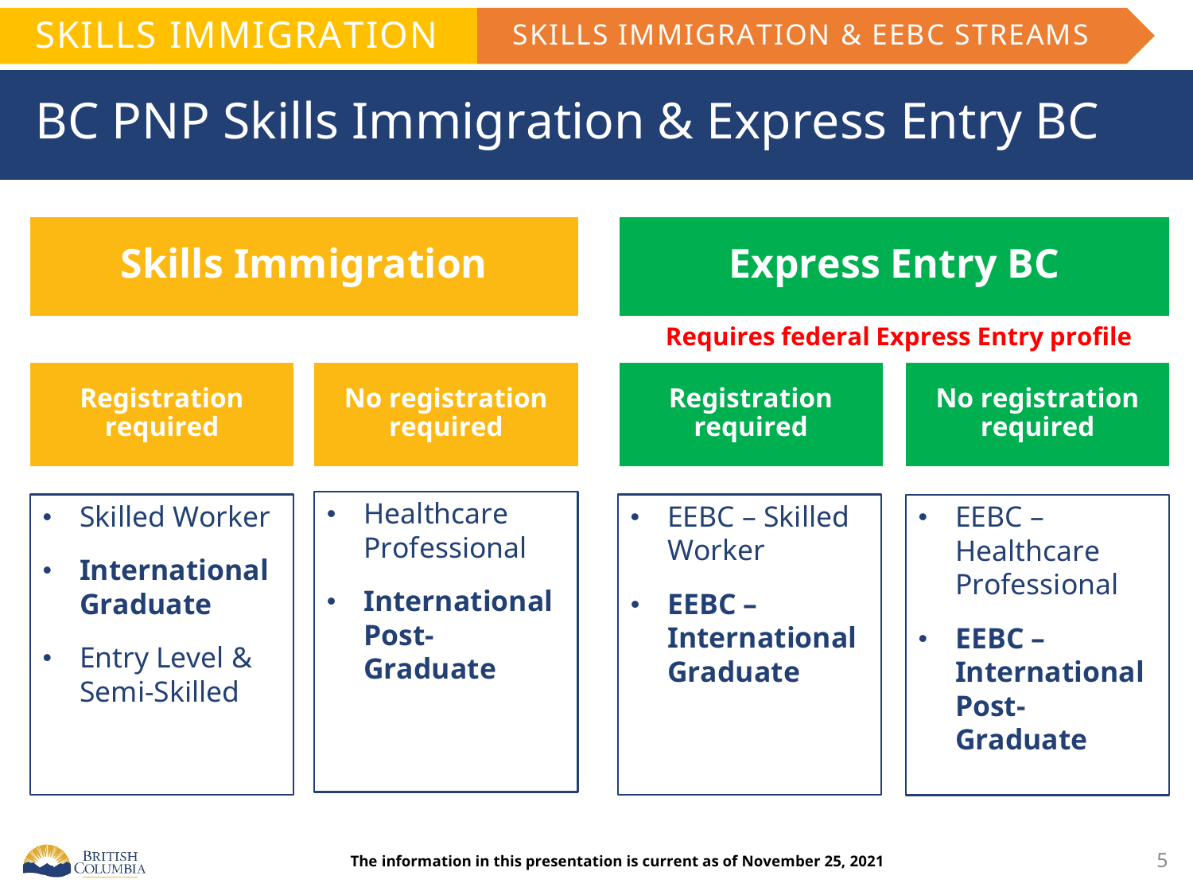# BC PNP Skills Immigration & Express Entry BC

## Skills Immigration

### Registration required

- Skilled Worker
- **International Graduate**
- Entry Level & Semi-Skilled

### No registration required

- Healthcare Professional
- **International Post-Graduate**

## Express Entry BC

Requires federal Express Entry profile

### Registration required

- EEBC – Skilled Worker
- **EEBC – International Graduate**

### No registration required

- EEBC – Healthcare Professional
- **EEBC – International Post-Graduate**

**The information in this presentation is current as of November 25, 2021**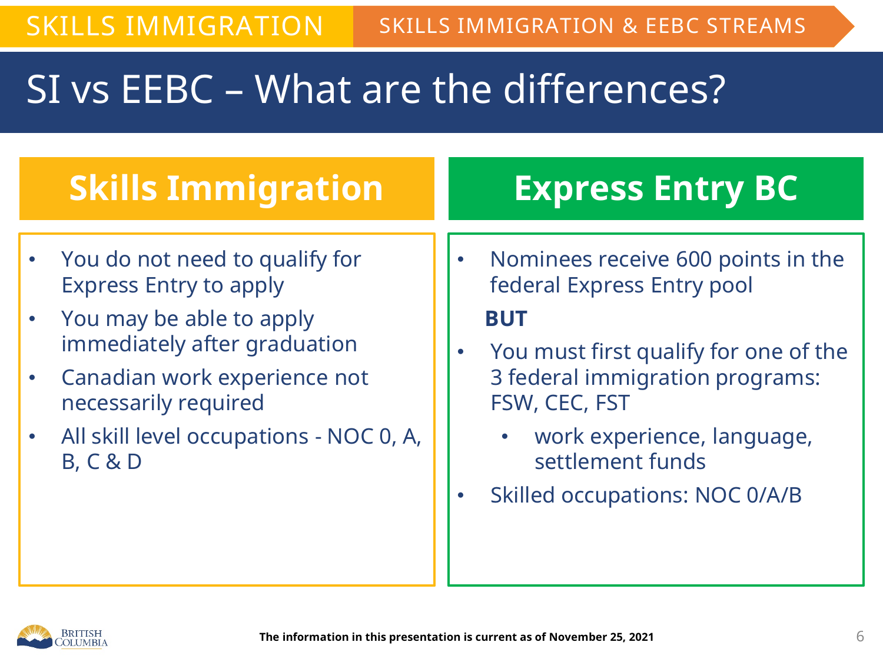# SI vs EEBC – What are the differences?

## Skills Immigration

- You do not need to qualify for Express Entry to apply
- You may be able to apply immediately after graduation
- Canadian work experience not necessarily required
- All skill level occupations - NOC 0, A, B, C & D

## Express Entry BC

- Nominees receive 600 points in the federal Express Entry pool

**BUT**

- You must first qualify for one of the 3 federal immigration programs: FSW, CEC, FST
  - work experience, language, settlement funds
- Skilled occupations: NOC 0/A/B

**The information in this presentation is current as of November 25, 2021**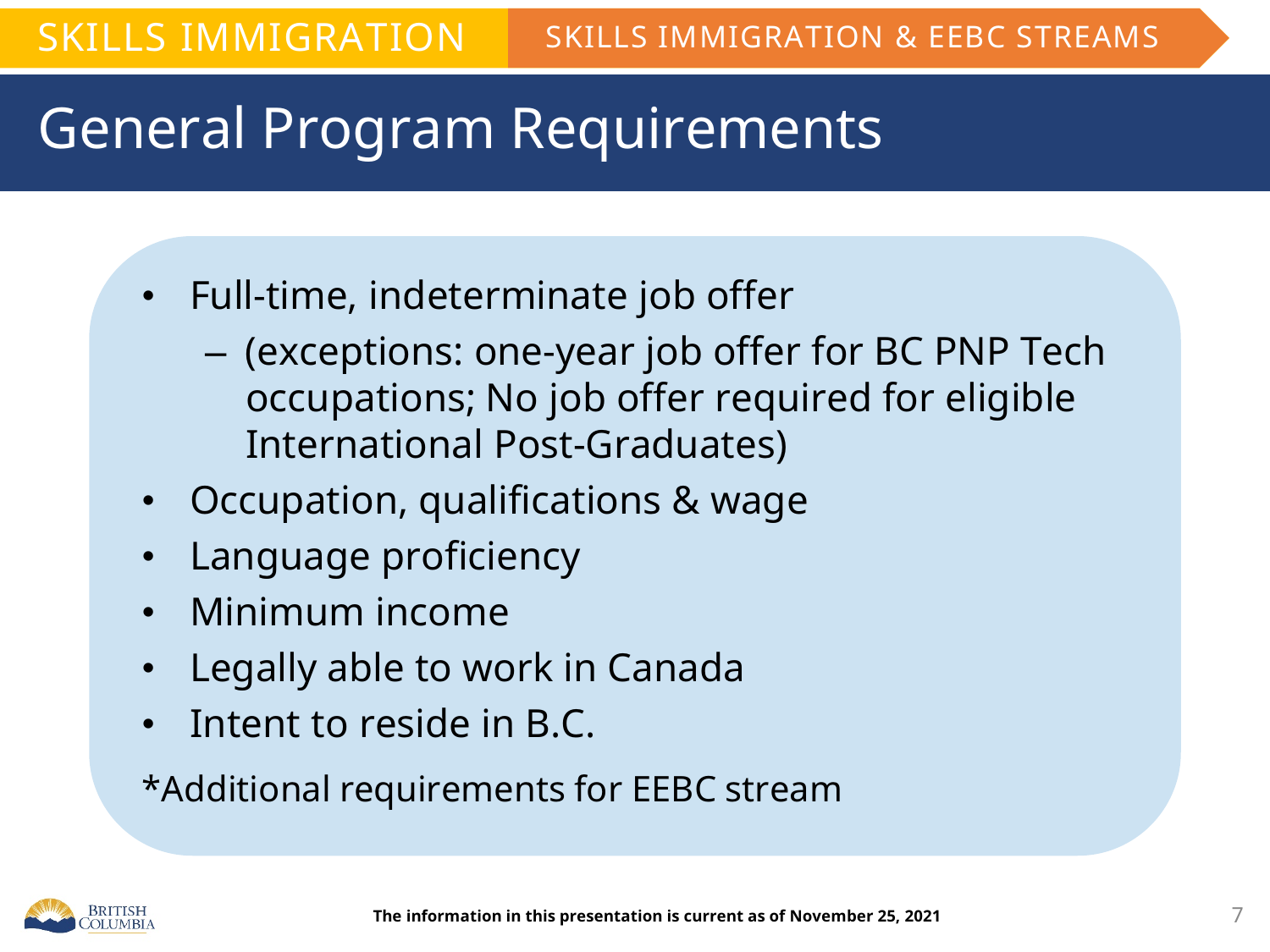# General Program Requirements

- Full-time, indeterminate job offer
  - (exceptions: one-year job offer for BC PNP Tech occupations; No job offer required for eligible International Post-Graduates)
- Occupation, qualifications & wage
- Language proficiency
- Minimum income
- Legally able to work in Canada
- Intent to reside in B.C.

*Additional requirements for EEBC stream

**The information in this presentation is current as of November 25, 2021**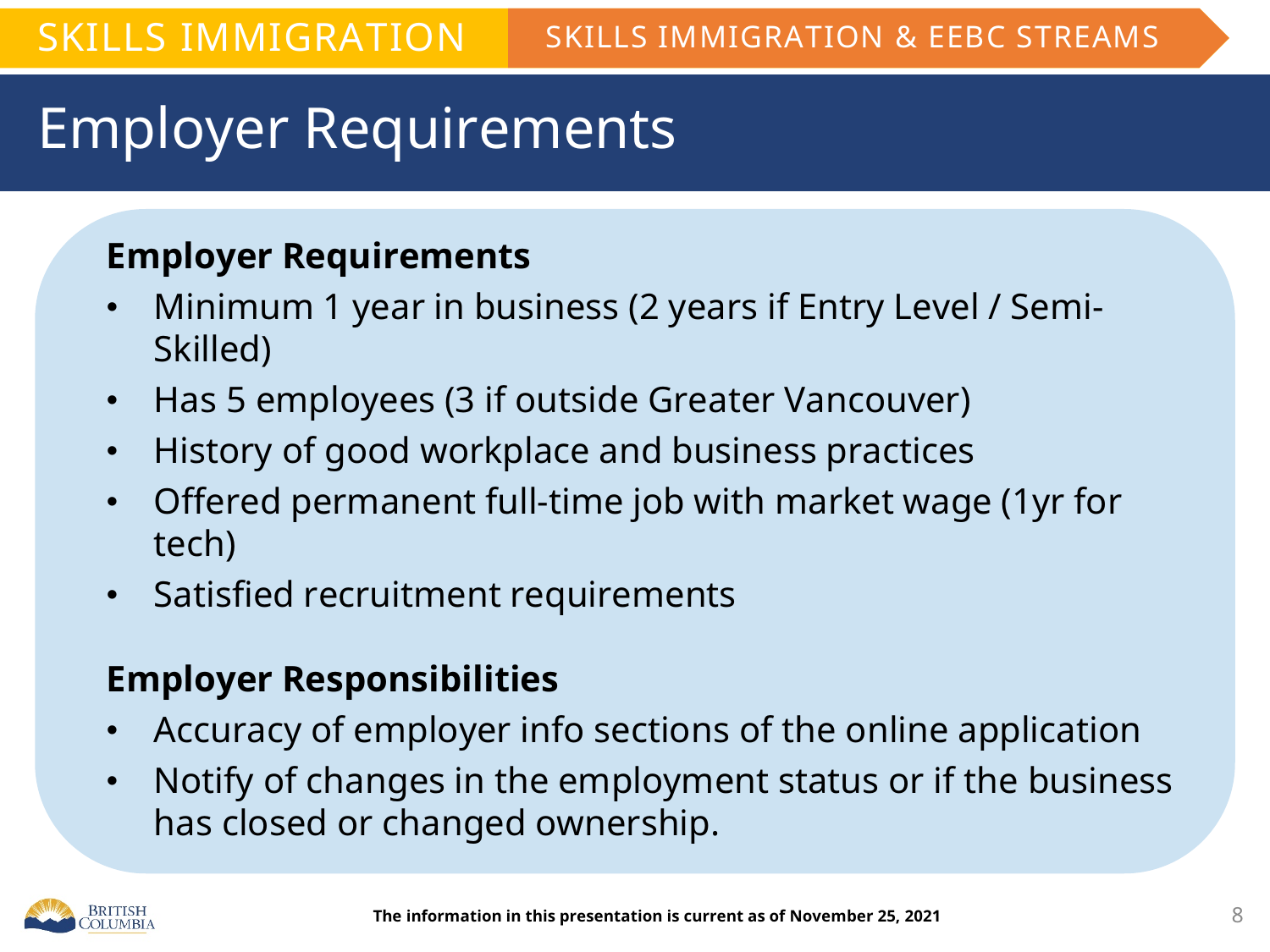SKILLS IMMIGRATION | SKILLS IMMIGRATION & EEBC STREAMS

# Employer Requirements

**Employer Requirements**

- Minimum 1 year in business (2 years if Entry Level / Semi-Skilled)
- Has 5 employees (3 if outside Greater Vancouver)
- History of good workplace and business practices
- Offered permanent full-time job with market wage (1yr for tech)
- Satisfied recruitment requirements

**Employer Responsibilities**

- Accuracy of employer info sections of the online application
- Notify of changes in the employment status or if the business has closed or changed ownership.

**The information in this presentation is current as of November 25, 2021**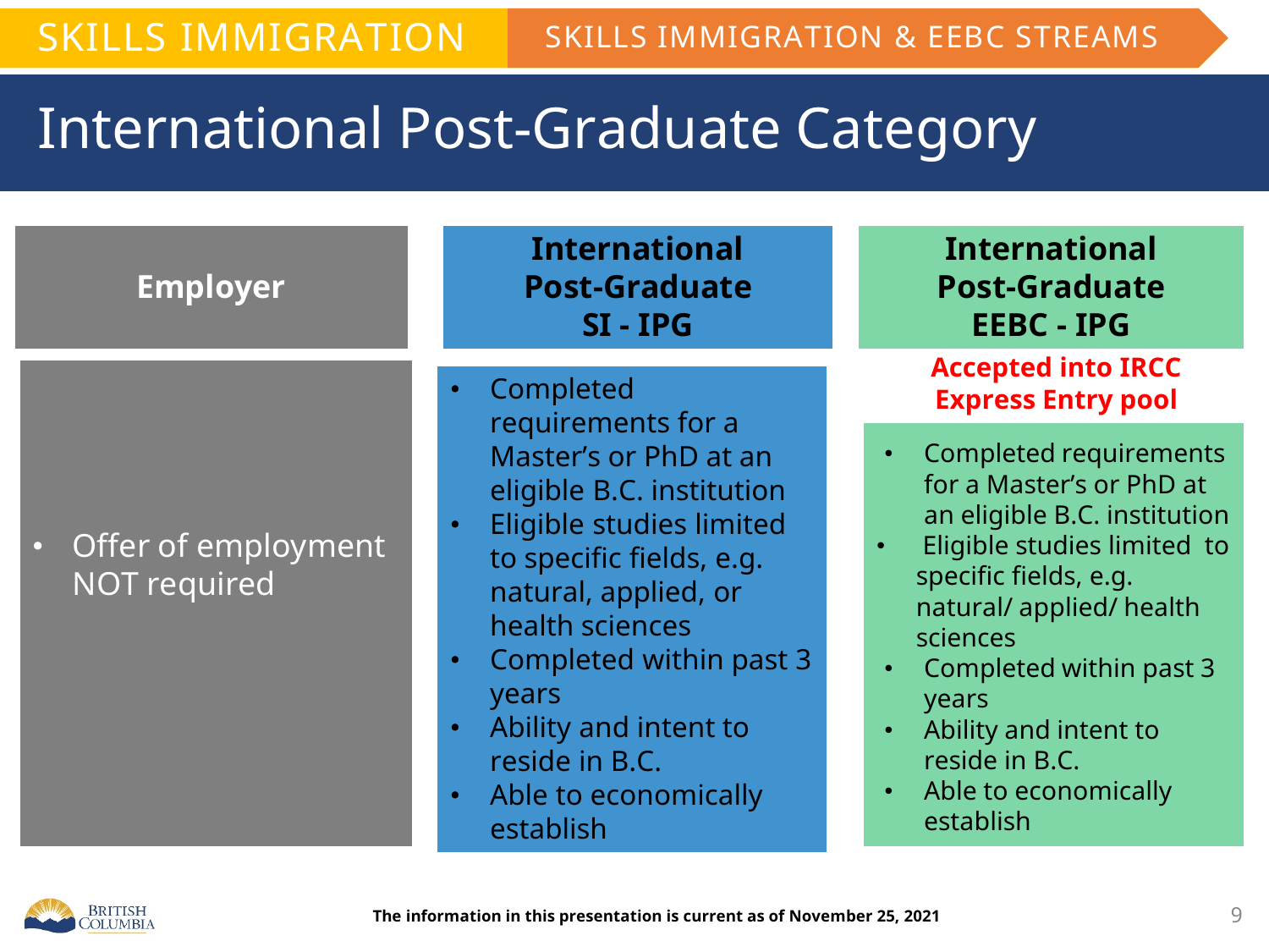SKILLS IMMIGRATION | SKILLS IMMIGRATION & EEBC STREAMS

# International Post-Graduate Category

| Employer | International Post-Graduate SI - IPG | International Post-Graduate EEBC - IPG |
| --- | --- | --- |
| | | **Accepted into IRCC Express Entry pool** |
| • Offer of employment NOT required | • Completed requirements for a Master's or PhD at an eligible B.C. institution<br>• Eligible studies limited to specific fields, e.g. natural, applied, or health sciences<br>• Completed within past 3 years<br>• Ability and intent to reside in B.C.<br>• Able to economically establish | • Completed requirements for a Master's or PhD at an eligible B.C. institution<br>• Eligible studies limited to specific fields, e.g. natural/ applied/ health sciences<br>• Completed within past 3 years<br>• Ability and intent to reside in B.C.<br>• Able to economically establish |

**The information in this presentation is current as of November 25, 2021**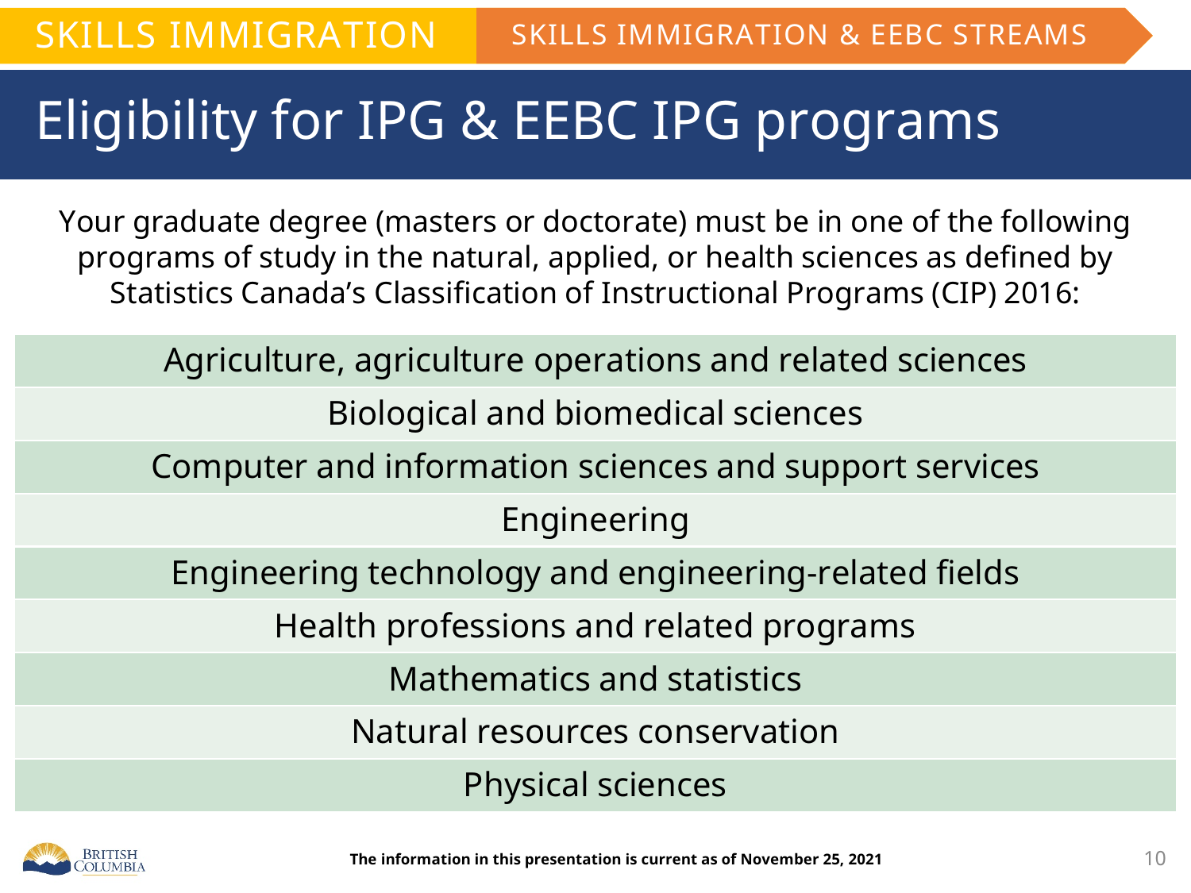SKILLS IMMIGRATION | SKILLS IMMIGRATION & EEBC STREAMS

# Eligibility for IPG & EEBC IPG programs

Your graduate degree (masters or doctorate) must be in one of the following programs of study in the natural, applied, or health sciences as defined by Statistics Canada's Classification of Instructional Programs (CIP) 2016:

- Agriculture, agriculture operations and related sciences
- Biological and biomedical sciences
- Computer and information sciences and support services
- Engineering
- Engineering technology and engineering-related fields
- Health professions and related programs
- Mathematics and statistics
- Natural resources conservation
- Physical sciences

**The information in this presentation is current as of November 25, 2021**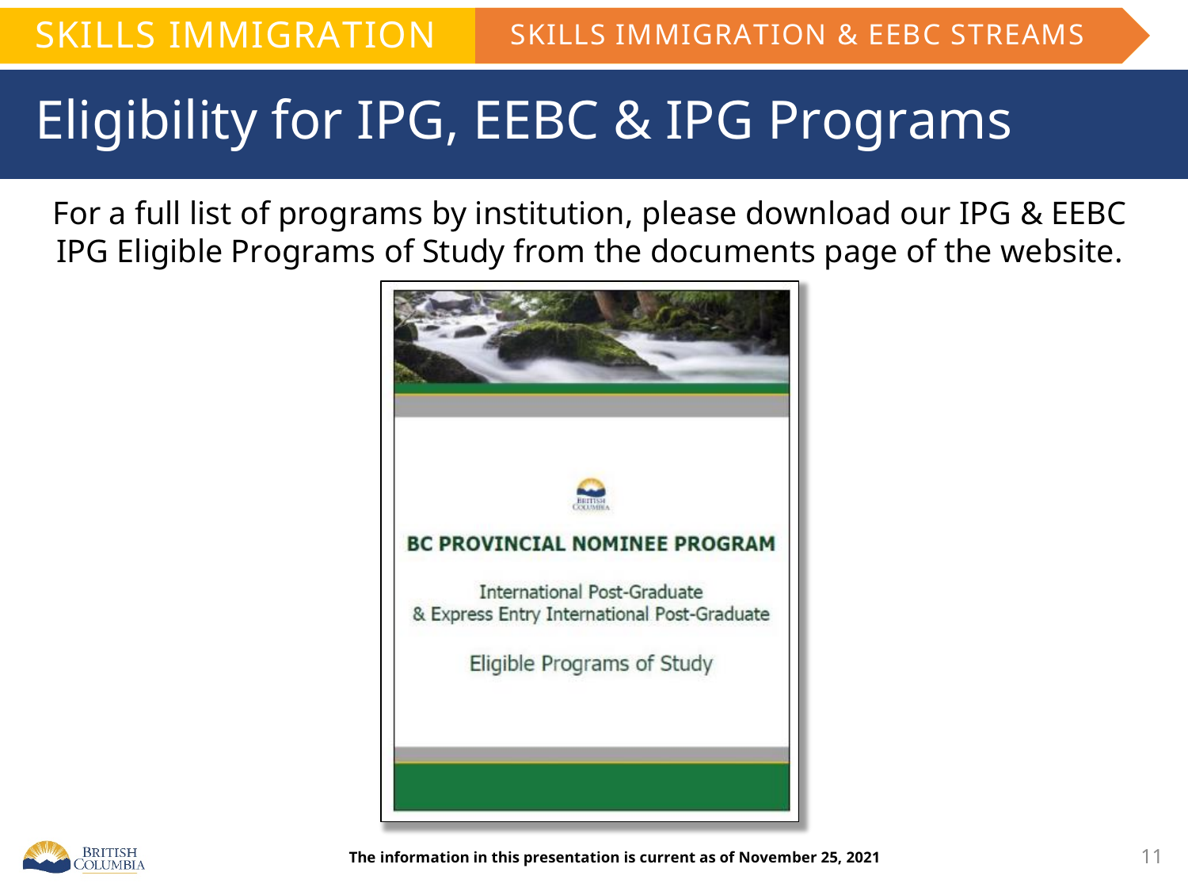SKILLS IMMIGRATION | SKILLS IMMIGRATION & EEBC STREAMS

# Eligibility for IPG, EEBC & IPG Programs

For a full list of programs by institution, please download our IPG & EEBC IPG Eligible Programs of Study from the documents page of the website.

**BC PROVINCIAL NOMINEE PROGRAM**

International Post-Graduate
& Express Entry International Post-Graduate

Eligible Programs of Study

**The information in this presentation is current as of November 25, 2021**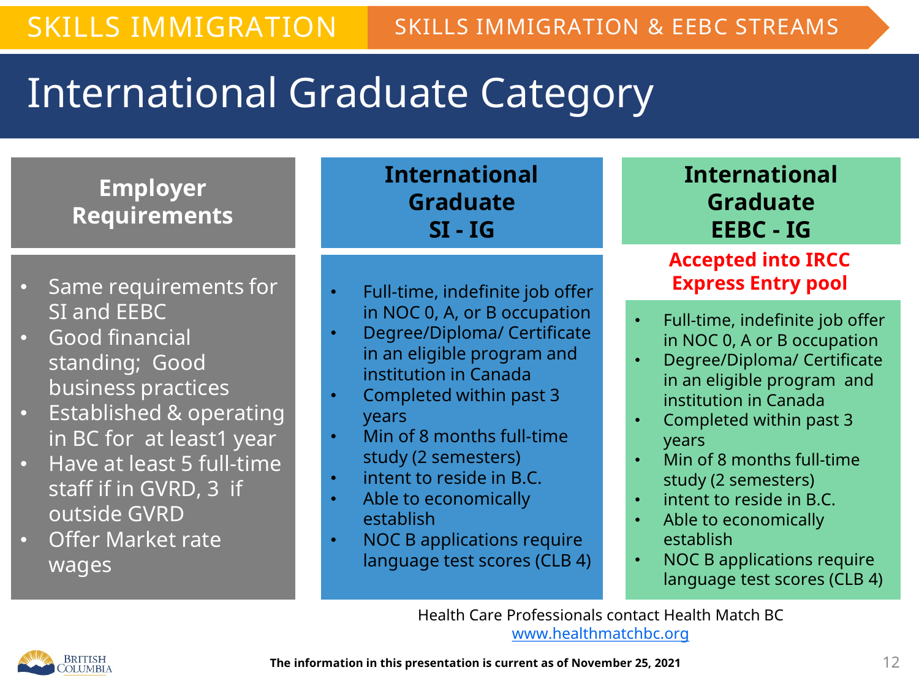SKILLS IMMIGRATION | SKILLS IMMIGRATION & EEBC STREAMS

# International Graduate Category

## Employer Requirements

- Same requirements for SI and EEBC
- Good financial standing; Good business practices
- Established & operating in BC for at least1 year
- Have at least 5 full-time staff if in GVRD, 3 if outside GVRD
- Offer Market rate wages

## International Graduate SI - IG

- Full-time, indefinite job offer in NOC 0, A, or B occupation
- Degree/Diploma/ Certificate in an eligible program and institution in Canada
- Completed within past 3 years
- Min of 8 months full-time study (2 semesters)
- intent to reside in B.C.
- Able to economically establish
- NOC B applications require language test scores (CLB 4)

## International Graduate EEBC - IG

**Accepted into IRCC Express Entry pool**

- Full-time, indefinite job offer in NOC 0, A or B occupation
- Degree/Diploma/ Certificate in an eligible program and institution in Canada
- Completed within past 3 years
- Min of 8 months full-time study (2 semesters)
- intent to reside in B.C.
- Able to economically establish
- NOC B applications require language test scores (CLB 4)

Health Care Professionals contact Health Match BC
www.healthmatchbc.org

**The information in this presentation is current as of November 25, 2021**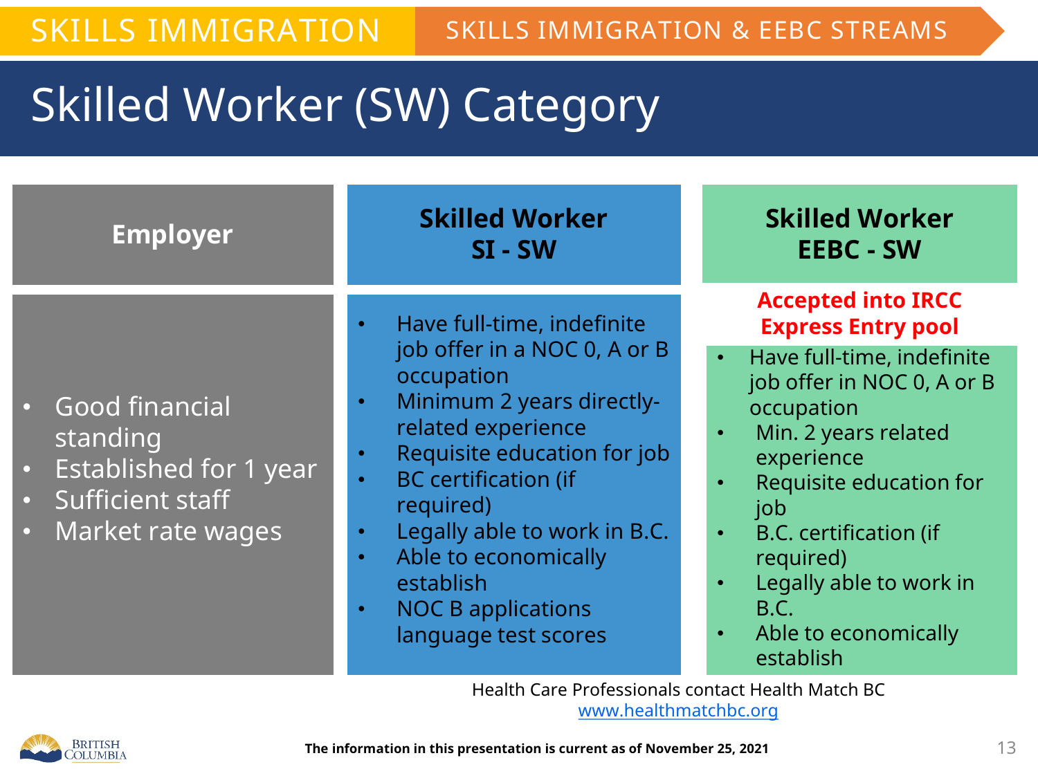SKILLS IMMIGRATION | SKILLS IMMIGRATION & EEBC STREAMS

# Skilled Worker (SW) Category

| Employer | Skilled Worker SI - SW | Skilled Worker EEBC - SW |
|---|---|---|
| • Good financial standing<br>• Established for 1 year<br>• Sufficient staff<br>• Market rate wages | • Have full-time, indefinite job offer in a NOC 0, A or B occupation<br>• Minimum 2 years directly-related experience<br>• Requisite education for job<br>• BC certification (if required)<br>• Legally able to work in B.C.<br>• Able to economically establish<br>• NOC B applications language test scores | **Accepted into IRCC Express Entry pool**<br>• Have full-time, indefinite job offer in NOC 0, A or B occupation<br>• Min. 2 years related experience<br>• Requisite education for job<br>• B.C. certification (if required)<br>• Legally able to work in B.C.<br>• Able to economically establish |

Health Care Professionals contact Health Match BC
www.healthmatchbc.org

**The information in this presentation is current as of November 25, 2021**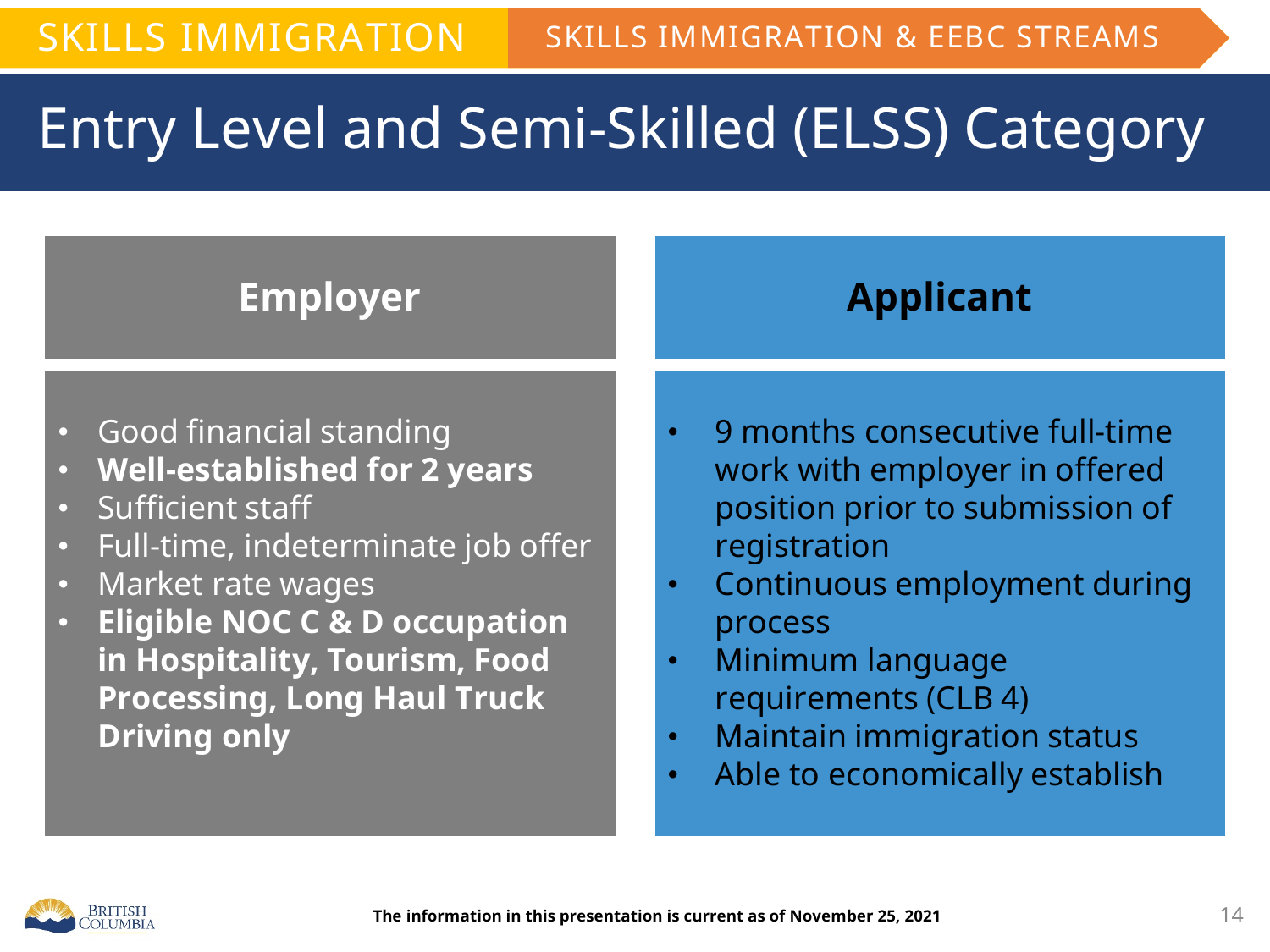SKILLS IMMIGRATION | SKILLS IMMIGRATION & EEBC STREAMS

# Entry Level and Semi-Skilled (ELSS) Category

## Employer

- Good financial standing
- **Well-established for 2 years**
- Sufficient staff
- Full-time, indeterminate job offer
- Market rate wages
- **Eligible NOC C & D occupation in Hospitality, Tourism, Food Processing, Long Haul Truck Driving only**

## Applicant

- 9 months consecutive full-time work with employer in offered position prior to submission of registration
- Continuous employment during process
- Minimum language requirements (CLB 4)
- Maintain immigration status
- Able to economically establish

**The information in this presentation is current as of November 25, 2021**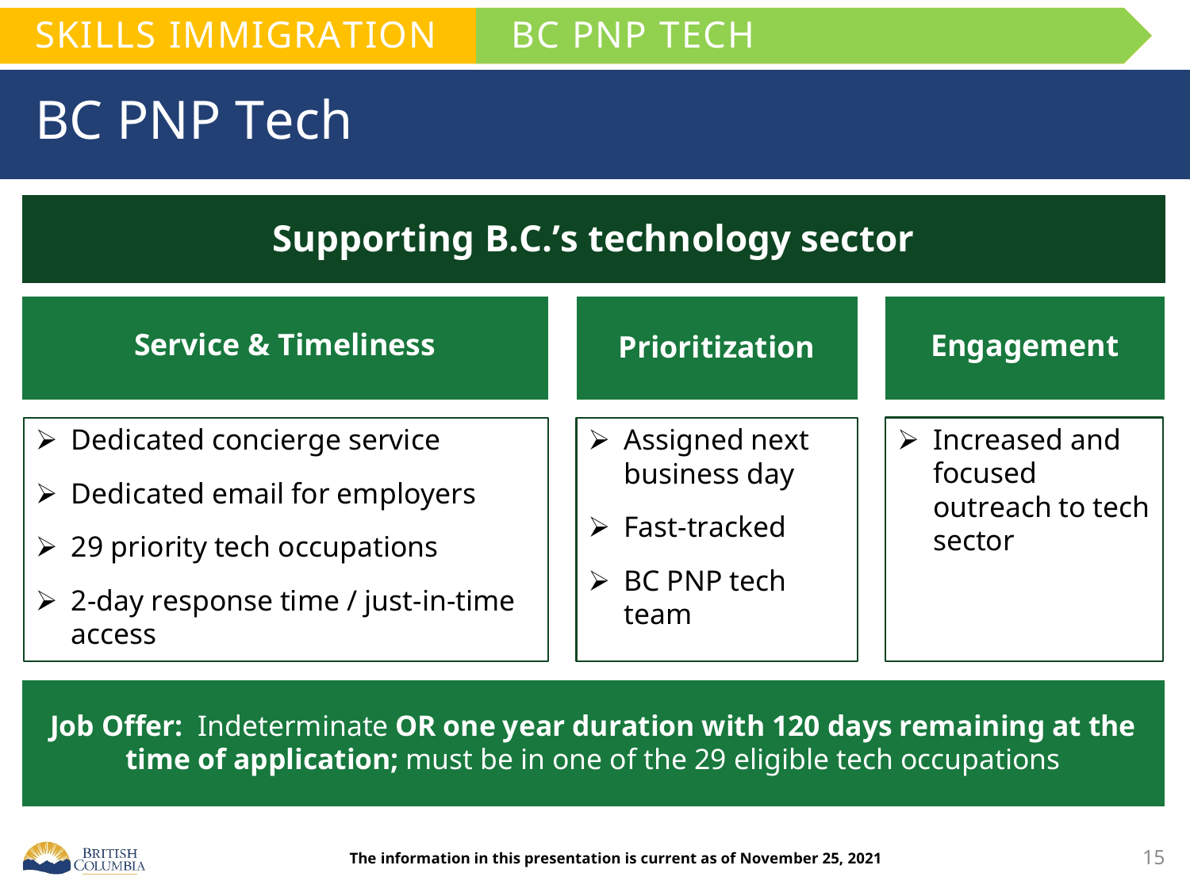# BC PNP Tech

## Supporting B.C.'s technology sector

### Service & Timeliness

- Dedicated concierge service
- Dedicated email for employers
- 29 priority tech occupations
- 2-day response time / just-in-time access

### Prioritization

- Assigned next business day
- Fast-tracked
- BC PNP tech team

### Engagement

- Increased and focused outreach to tech sector

**Job Offer:** Indeterminate **OR one year duration with 120 days remaining at the time of application;** must be in one of the 29 eligible tech occupations

**The information in this presentation is current as of November 25, 2021**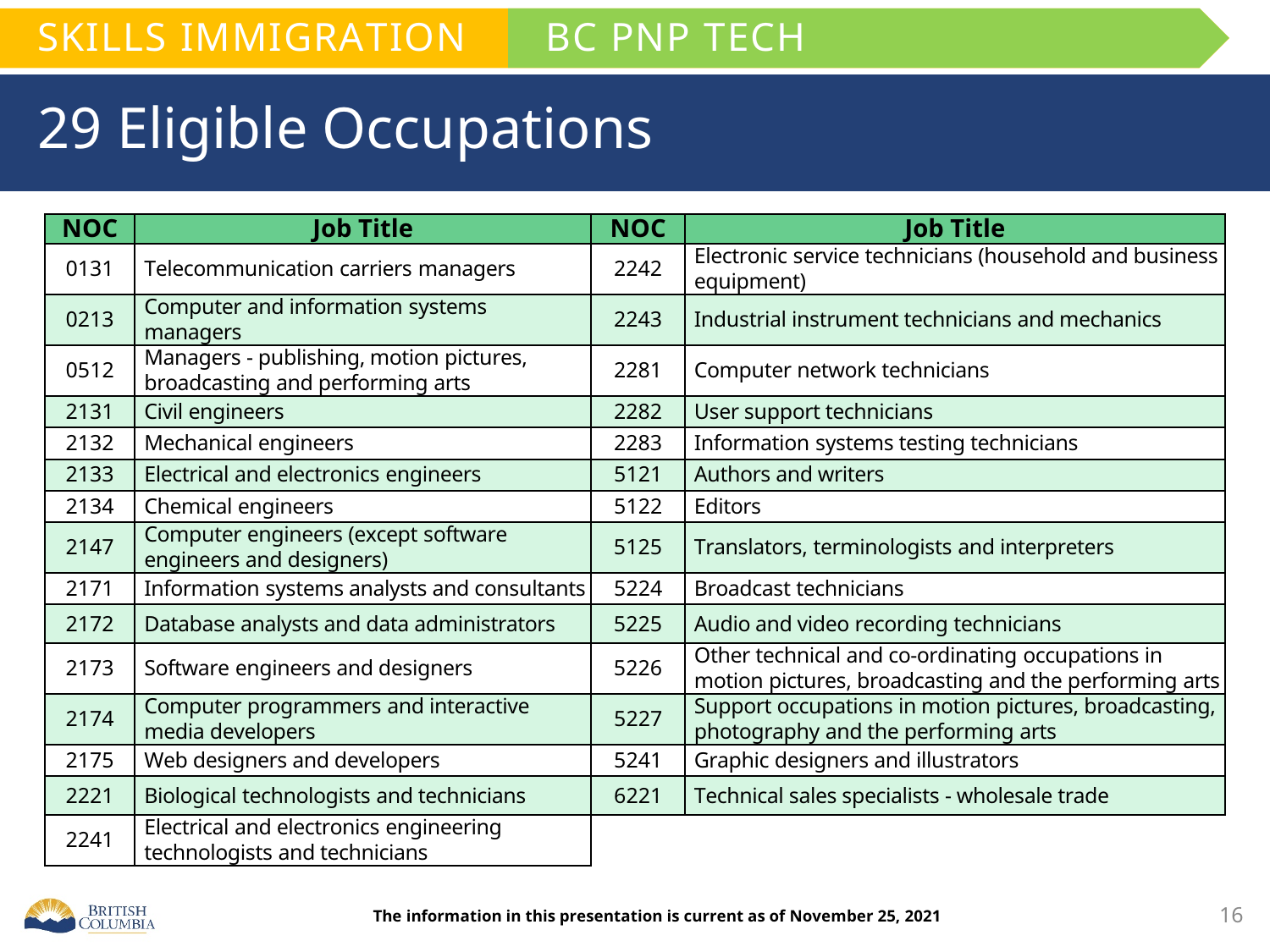SKILLS IMMIGRATION | BC PNP TECH

# 29 Eligible Occupations

| NOC | Job Title | NOC | Job Title |
|---|---|---|---|
| 0131 | Telecommunication carriers managers | 2242 | Electronic service technicians (household and business equipment) |
| 0213 | Computer and information systems managers | 2243 | Industrial instrument technicians and mechanics |
| 0512 | Managers - publishing, motion pictures, broadcasting and performing arts | 2281 | Computer network technicians |
| 2131 | Civil engineers | 2282 | User support technicians |
| 2132 | Mechanical engineers | 2283 | Information systems testing technicians |
| 2133 | Electrical and electronics engineers | 5121 | Authors and writers |
| 2134 | Chemical engineers | 5122 | Editors |
| 2147 | Computer engineers (except software engineers and designers) | 5125 | Translators, terminologists and interpreters |
| 2171 | Information systems analysts and consultants | 5224 | Broadcast technicians |
| 2172 | Database analysts and data administrators | 5225 | Audio and video recording technicians |
| 2173 | Software engineers and designers | 5226 | Other technical and co-ordinating occupations in motion pictures, broadcasting and the performing arts |
| 2174 | Computer programmers and interactive media developers | 5227 | Support occupations in motion pictures, broadcasting, photography and the performing arts |
| 2175 | Web designers and developers | 5241 | Graphic designers and illustrators |
| 2221 | Biological technologists and technicians | 6221 | Technical sales specialists - wholesale trade |
| 2241 | Electrical and electronics engineering technologists and technicians | | |

**The information in this presentation is current as of November 25, 2021**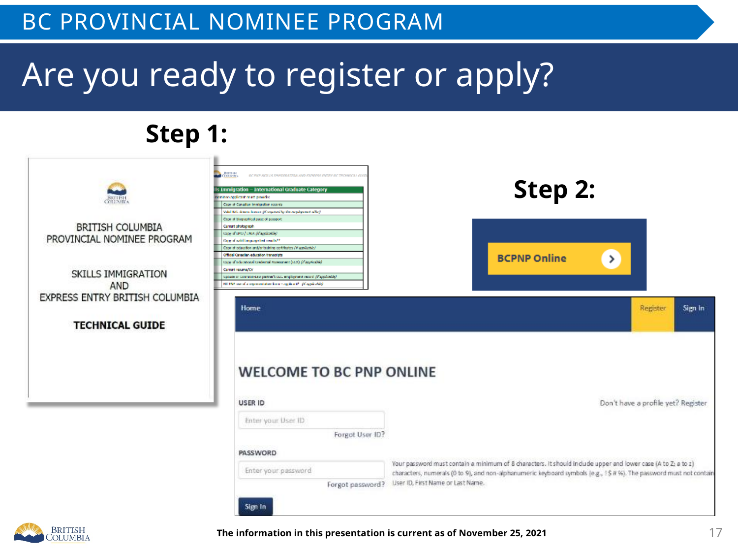# Are you ready to register or apply?

## Step 1:

BRITISH COLUMBIA
PROVINCIAL NOMINEE PROGRAM

SKILLS IMMIGRATION
AND
EXPRESS ENTRY BRITISH COLUMBIA

**TECHNICAL GUIDE**

## Step 2:

**BCPNP Online**

Home | Register | Sign In

### WELCOME TO BC PNP ONLINE

USER ID

Enter your User ID

Forgot User ID?

Don't have a profile yet? Register

PASSWORD

Enter your password

Forgot password?

Your password must contain a minimum of 8 characters. It should include upper and lower case (A to Z; a to z) characters, numerals (0 to 9), and non-alphanumeric keyboard symbols (e.g., ! $ # %). The password must not contain User ID, First Name or Last Name.

Sign In

**The information in this presentation is current as of November 25, 2021**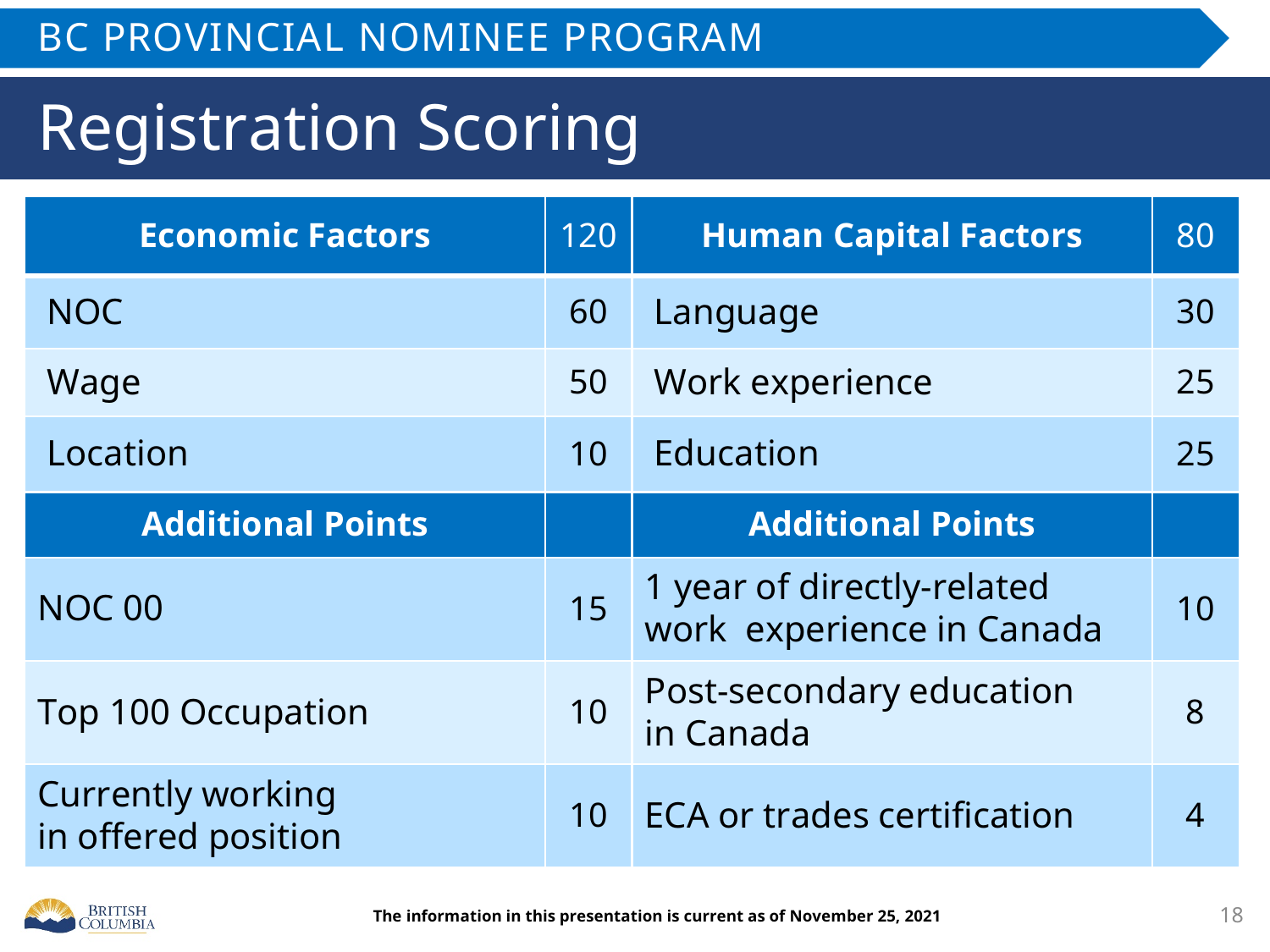BC PROVINCIAL NOMINEE PROGRAM

# Registration Scoring

| Economic Factors | 120 | Human Capital Factors | 80 |
|---|---|---|---|
| NOC | 60 | Language | 30 |
| Wage | 50 | Work experience | 25 |
| Location | 10 | Education | 25 |
| **Additional Points** | | **Additional Points** | |
| NOC 00 | 15 | 1 year of directly-related work experience in Canada | 10 |
| Top 100 Occupation | 10 | Post-secondary education in Canada | 8 |
| Currently working in offered position | 10 | ECA or trades certification | 4 |

**The information in this presentation is current as of November 25, 2021**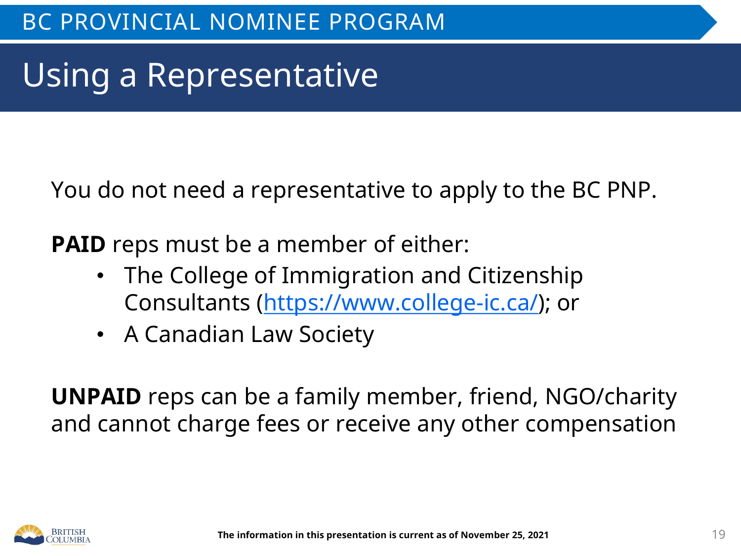# Using a Representative

You do not need a representative to apply to the BC PNP.

**PAID** reps must be a member of either:

- The College of Immigration and Citizenship Consultants (https://www.college-ic.ca/); or
- A Canadian Law Society

**UNPAID** reps can be a family member, friend, NGO/charity and cannot charge fees or receive any other compensation

**The information in this presentation is current as of November 25, 2021**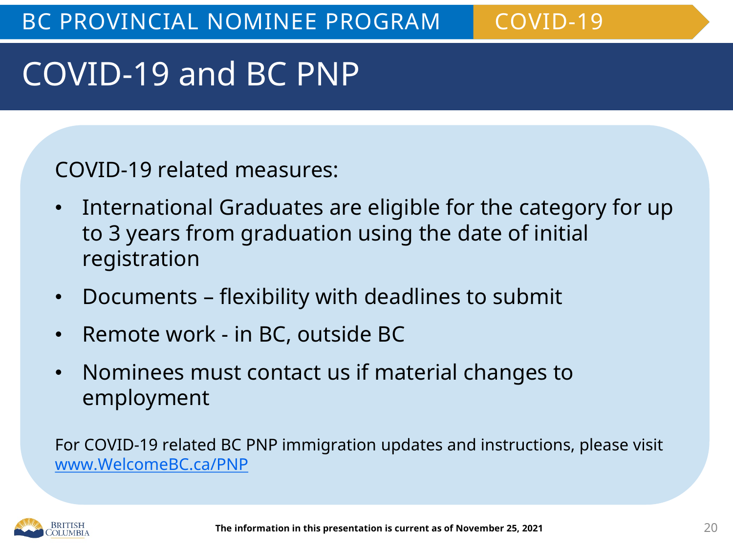# COVID-19 and BC PNP

COVID-19 related measures:

- International Graduates are eligible for the category for up to 3 years from graduation using the date of initial registration
- Documents – flexibility with deadlines to submit
- Remote work - in BC, outside BC
- Nominees must contact us if material changes to employment

For COVID-19 related BC PNP immigration updates and instructions, please visit [www.WelcomeBC.ca/PNP](http://www.WelcomeBC.ca/PNP)

**The information in this presentation is current as of November 25, 2021**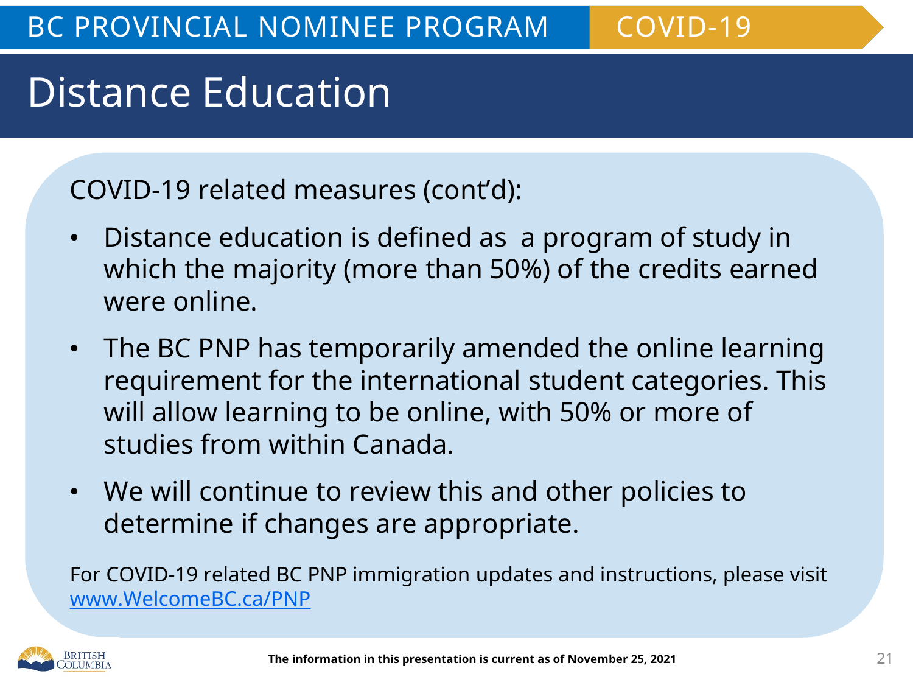# Distance Education

COVID-19 related measures (cont'd):

- Distance education is defined as  a program of study in which the majority (more than 50%) of the credits earned were online.
- The BC PNP has temporarily amended the online learning requirement for the international student categories. This will allow learning to be online, with 50% or more of studies from within Canada.
- We will continue to review this and other policies to determine if changes are appropriate.

For COVID-19 related BC PNP immigration updates and instructions, please visit [www.WelcomeBC.ca/PNP](http://www.WelcomeBC.ca/PNP)

**The information in this presentation is current as of November 25, 2021**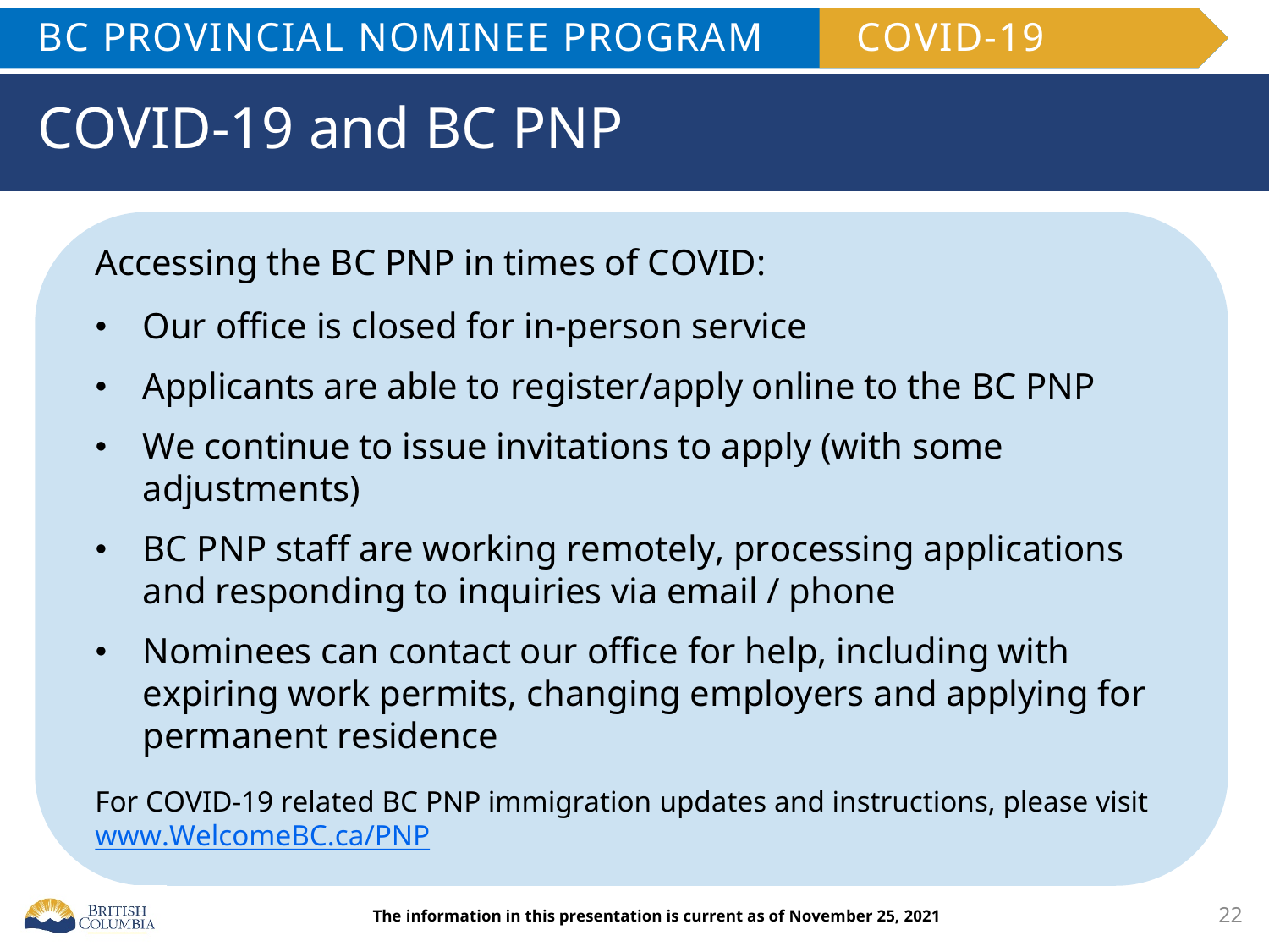# COVID-19 and BC PNP

Accessing the BC PNP in times of COVID:

- Our office is closed for in-person service
- Applicants are able to register/apply online to the BC PNP
- We continue to issue invitations to apply (with some adjustments)
- BC PNP staff are working remotely, processing applications and responding to inquiries via email / phone
- Nominees can contact our office for help, including with expiring work permits, changing employers and applying for permanent residence

For COVID-19 related BC PNP immigration updates and instructions, please visit [www.WelcomeBC.ca/PNP](http://www.WelcomeBC.ca/PNP)

**The information in this presentation is current as of November 25, 2021**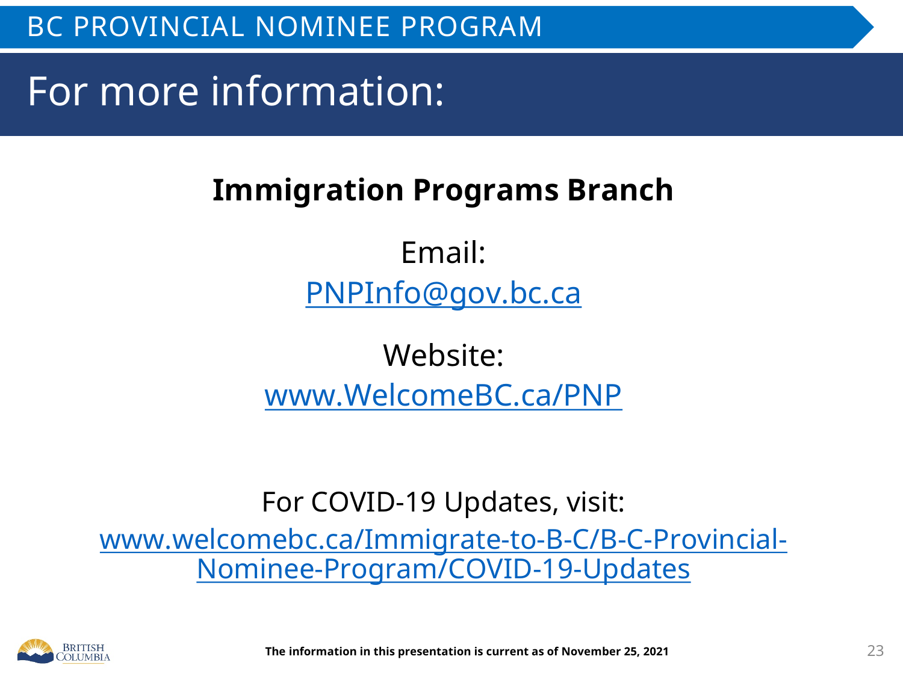# For more information:

**Immigration Programs Branch**

Email:
PNPInfo@gov.bc.ca

Website:
www.WelcomeBC.ca/PNP

For COVID-19 Updates, visit:
www.welcomebc.ca/Immigrate-to-B-C/B-C-Provincial-Nominee-Program/COVID-19-Updates

**The information in this presentation is current as of November 25, 2021**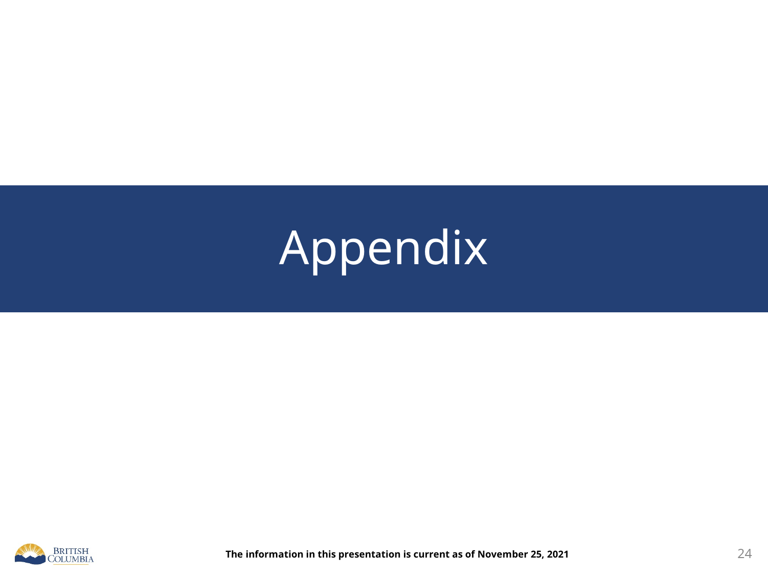# Appendix

**The information in this presentation is current as of November 25, 2021**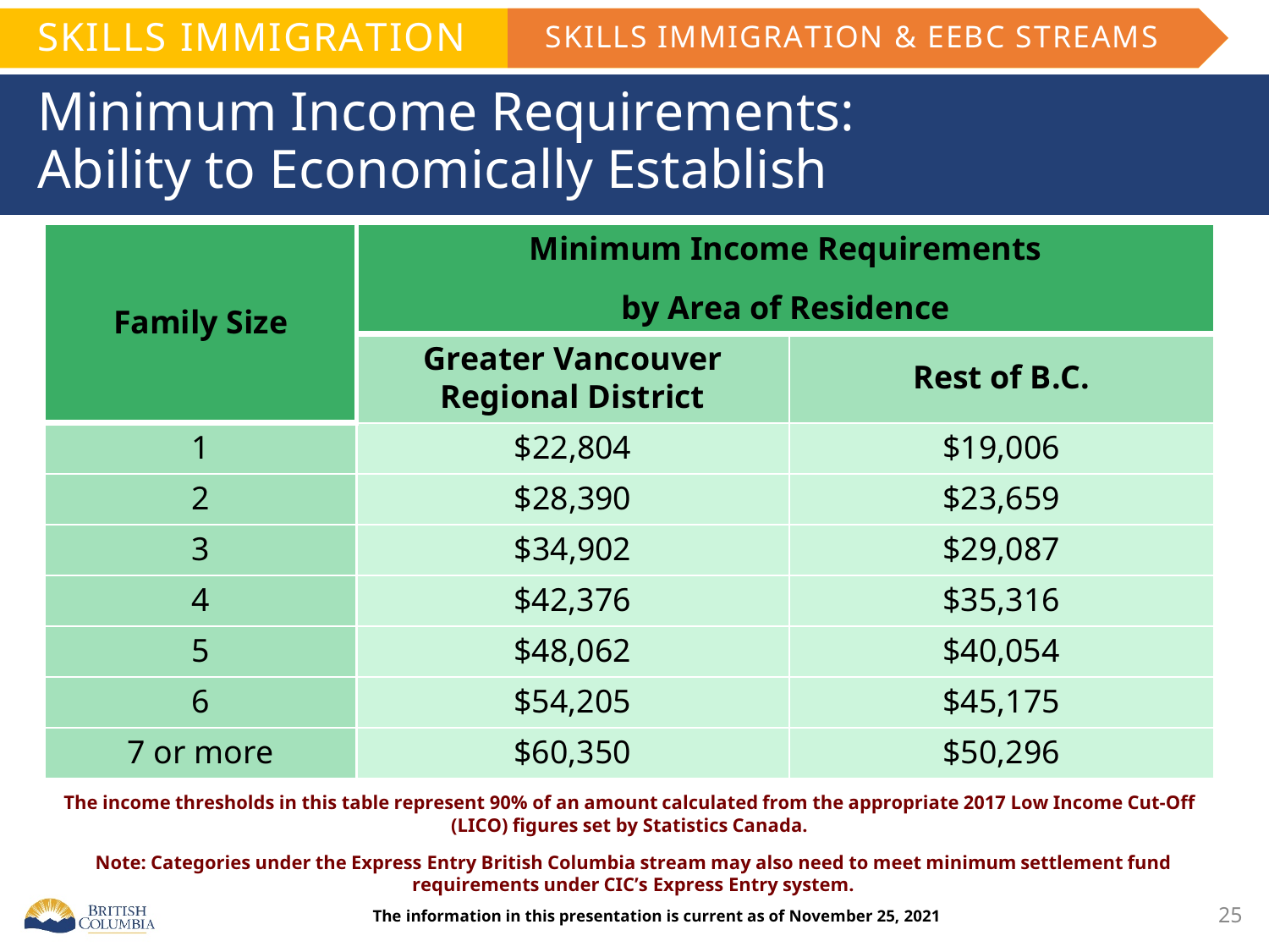SKILLS IMMIGRATION | SKILLS IMMIGRATION & EEBC STREAMS

# Minimum Income Requirements: Ability to Economically Establish

| Family Size | Minimum Income Requirements by Area of Residence | |
|---|---|---|
| | Greater Vancouver Regional District | Rest of B.C. |
| 1 | $22,804 | $19,006 |
| 2 | $28,390 | $23,659 |
| 3 | $34,902 | $29,087 |
| 4 | $42,376 | $35,316 |
| 5 | $48,062 | $40,054 |
| 6 | $54,205 | $45,175 |
| 7 or more | $60,350 | $50,296 |

**The income thresholds in this table represent 90% of an amount calculated from the appropriate 2017 Low Income Cut-Off (LICO) figures set by Statistics Canada.**

**Note: Categories under the Express Entry British Columbia stream may also need to meet minimum settlement fund requirements under CIC's Express Entry system.**

BRITISH COLUMBIA

**The information in this presentation is current as of November 25, 2021**